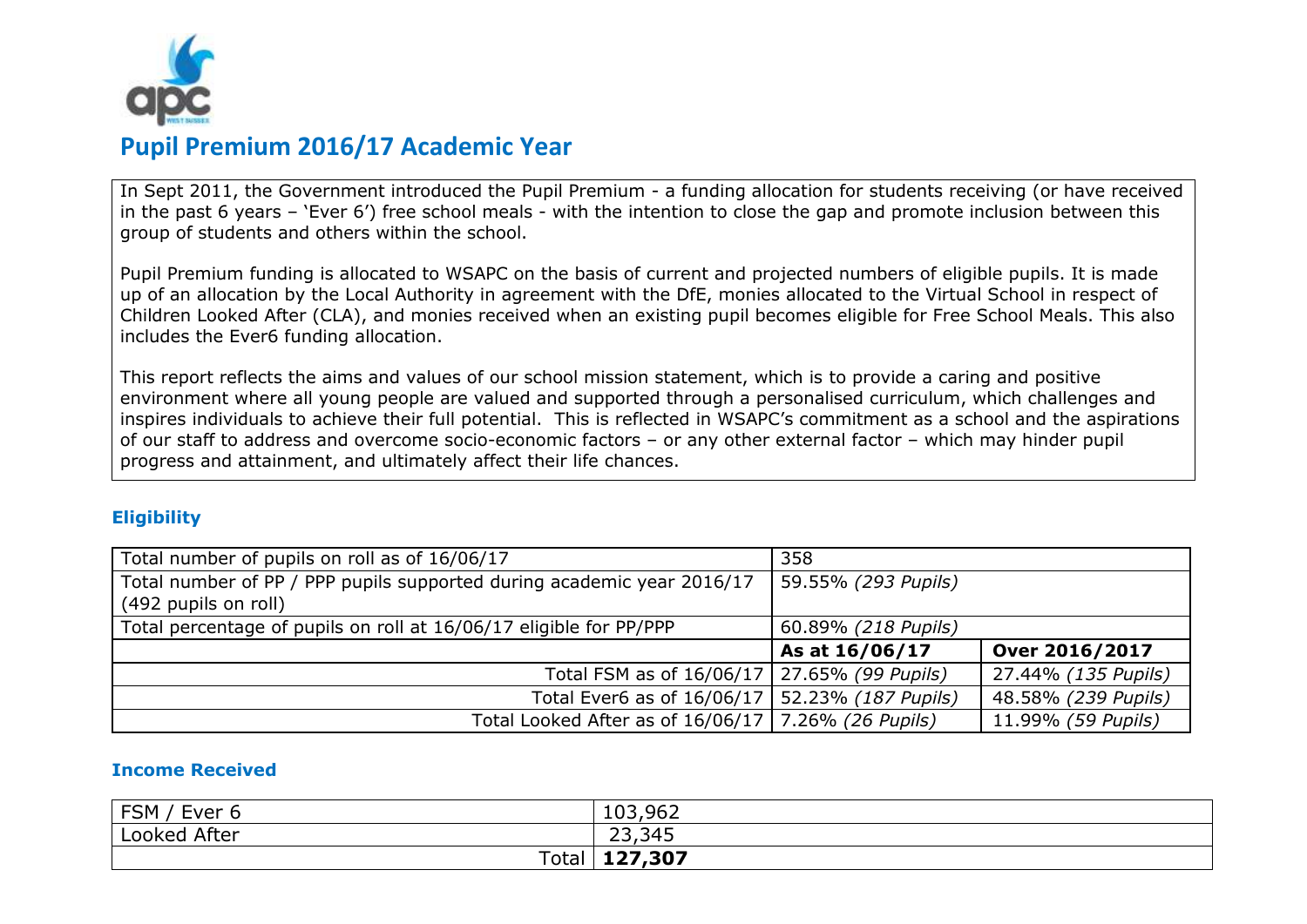# Pupil Premium 2016/17 Academic Year

In Sept 2011, the Government introduced the Pupil Premium - a funding allocation for students receiving (or have received in the past 6 years – 'Ever 6') free school meals - with the intention to close the gap and promote inclusion between this group of students and others within the school.

Pupil Premium funding is allocated to WSAPC on the basis of current and projected numbers of eligible pupils. It is made up of an allocation by the Local Authority in agreement with the DfE, monies allocated to the Virtual School in respect of Children Looked After (CLA), and monies received when an existing pupil becomes eligible for Free School Meals. This also includes the Ever6 funding allocation.

This report reflects the aims and values of our school mission statement, which is to provide a caring and positive environment where all young people are valued and supported through a personalised curriculum, which challenges and inspires individuals to achieve their full potential. This is reflected in WSAPC's commitment as a school and the aspirations of our staff to address and overcome socio-economic factors – or any other external factor – which may hinder pupil progress and attainment, and ultimately affect their life chances.

### Eligibility

| | | |
|---|---|---|
| Total number of pupils on roll as of 16/06/17 | 358 | |
| Total number of PP / PPP pupils supported during academic year 2016/17 (492 pupils on roll) | 59.55% *(293 Pupils)* | |
| Total percentage of pupils on roll at 16/06/17 eligible for PP/PPP | 60.89% *(218 Pupils)* | |
| | **As at 16/06/17** | **Over 2016/2017** |
| Total FSM as of 16/06/17 | 27.65% *(99 Pupils)* | 27.44% *(135 Pupils)* |
| Total Ever6 as of 16/06/17 | 52.23% *(187 Pupils)* | 48.58% *(239 Pupils)* |
| Total Looked After as of 16/06/17 | 7.26% *(26 Pupils)* | 11.99% *(59 Pupils)* |

### Income Received

| | |
|---|---|
| FSM / Ever 6 | 103,962 |
| Looked After | 23,345 |
| Total | **127,307** |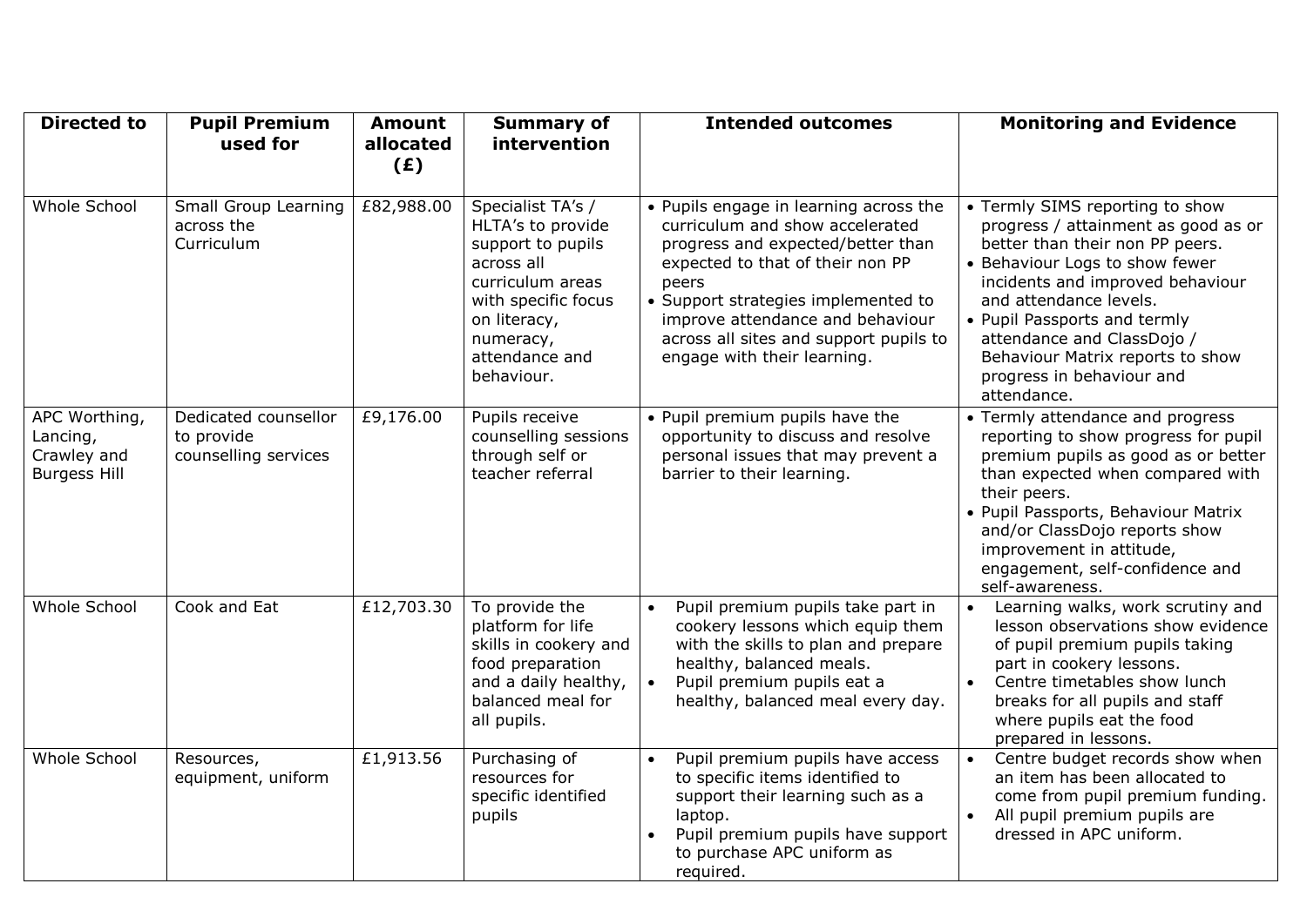| Directed to | Pupil Premium used for | Amount allocated (£) | Summary of intervention | Intended outcomes | Monitoring and Evidence |
|---|---|---|---|---|---|
| Whole School | Small Group Learning across the Curriculum | £82,988.00 | Specialist TA's / HLTA's to provide support to pupils across all curriculum areas with specific focus on literacy, numeracy, attendance and behaviour. | • Pupils engage in learning across the curriculum and show accelerated progress and expected/better than expected to that of their non PP peers<br>• Support strategies implemented to improve attendance and behaviour across all sites and support pupils to engage with their learning. | • Termly SIMS reporting to show progress / attainment as good as or better than their non PP peers.<br>• Behaviour Logs to show fewer incidents and improved behaviour and attendance levels.<br>• Pupil Passports and termly attendance and ClassDojo / Behaviour Matrix reports to show progress in behaviour and attendance. |
| APC Worthing, Lancing, Crawley and Burgess Hill | Dedicated counsellor to provide counselling services | £9,176.00 | Pupils receive counselling sessions through self or teacher referral | • Pupil premium pupils have the opportunity to discuss and resolve personal issues that may prevent a barrier to their learning. | • Termly attendance and progress reporting to show progress for pupil premium pupils as good as or better than expected when compared with their peers.<br>• Pupil Passports, Behaviour Matrix and/or ClassDojo reports show improvement in attitude, engagement, self-confidence and self-awareness. |
| Whole School | Cook and Eat | £12,703.30 | To provide the platform for life skills in cookery and food preparation and a daily healthy, balanced meal for all pupils. | • Pupil premium pupils take part in cookery lessons which equip them with the skills to plan and prepare healthy, balanced meals.<br>• Pupil premium pupils eat a healthy, balanced meal every day. | • Learning walks, work scrutiny and lesson observations show evidence of pupil premium pupils taking part in cookery lessons.<br>• Centre timetables show lunch breaks for all pupils and staff where pupils eat the food prepared in lessons. |
| Whole School | Resources, equipment, uniform | £1,913.56 | Purchasing of resources for specific identified pupils | • Pupil premium pupils have access to specific items identified to support their learning such as a laptop.<br>• Pupil premium pupils have support to purchase APC uniform as required. | • Centre budget records show when an item has been allocated to come from pupil premium funding.<br>• All pupil premium pupils are dressed in APC uniform. |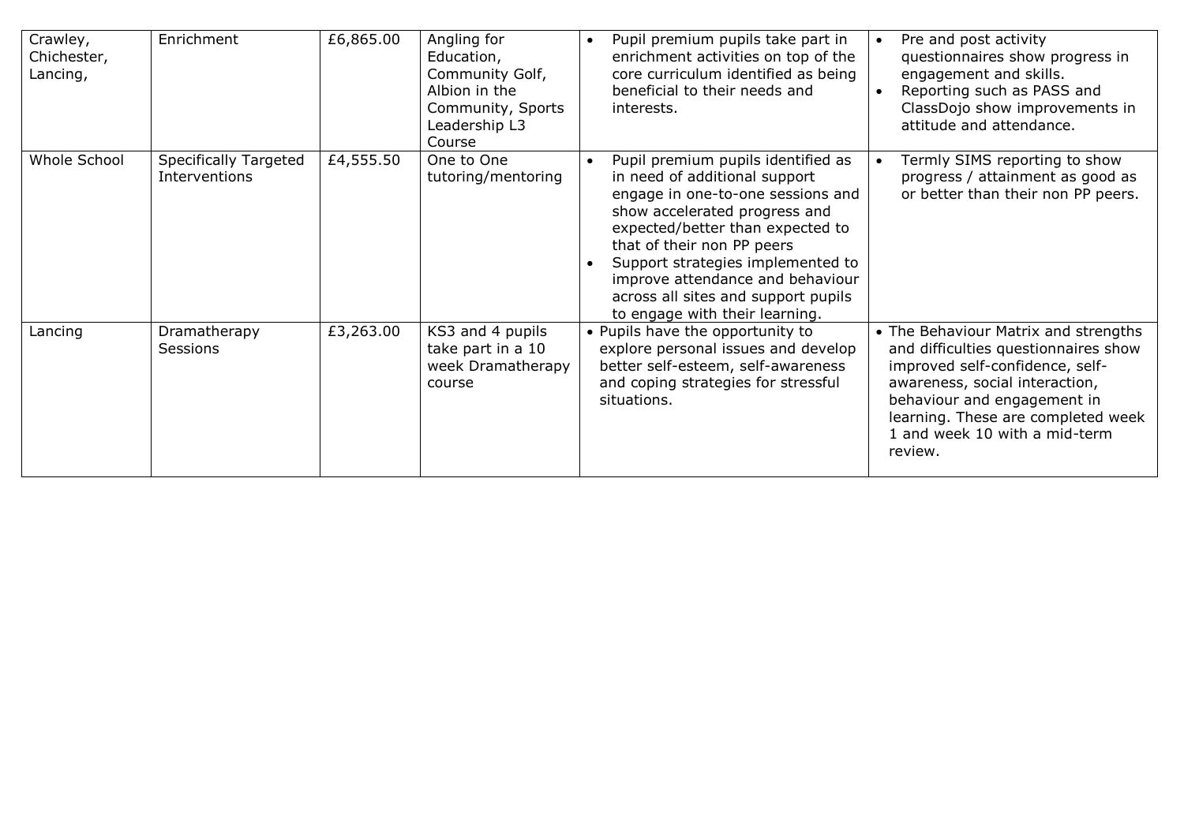| Crawley, Chichester, Lancing, | Enrichment | £6,865.00 | Angling for Education, Community Golf, Albion in the Community, Sports Leadership L3 Course | • Pupil premium pupils take part in enrichment activities on top of the core curriculum identified as being beneficial to their needs and interests. | • Pre and post activity questionnaires show progress in engagement and skills.<br>• Reporting such as PASS and ClassDojo show improvements in attitude and attendance. |
|---|---|---|---|---|---|
| Whole School | Specifically Targeted Interventions | £4,555.50 | One to One tutoring/mentoring | • Pupil premium pupils identified as in need of additional support engage in one-to-one sessions and show accelerated progress and expected/better than expected to that of their non PP peers<br>• Support strategies implemented to improve attendance and behaviour across all sites and support pupils to engage with their learning. | • Termly SIMS reporting to show progress / attainment as good as or better than their non PP peers. |
| Lancing | Dramatherapy Sessions | £3,263.00 | KS3 and 4 pupils take part in a 10 week Dramatherapy course | • Pupils have the opportunity to explore personal issues and develop better self-esteem, self-awareness and coping strategies for stressful situations. | • The Behaviour Matrix and strengths and difficulties questionnaires show improved self-confidence, self-awareness, social interaction, behaviour and engagement in learning. These are completed week 1 and week 10 with a mid-term review. |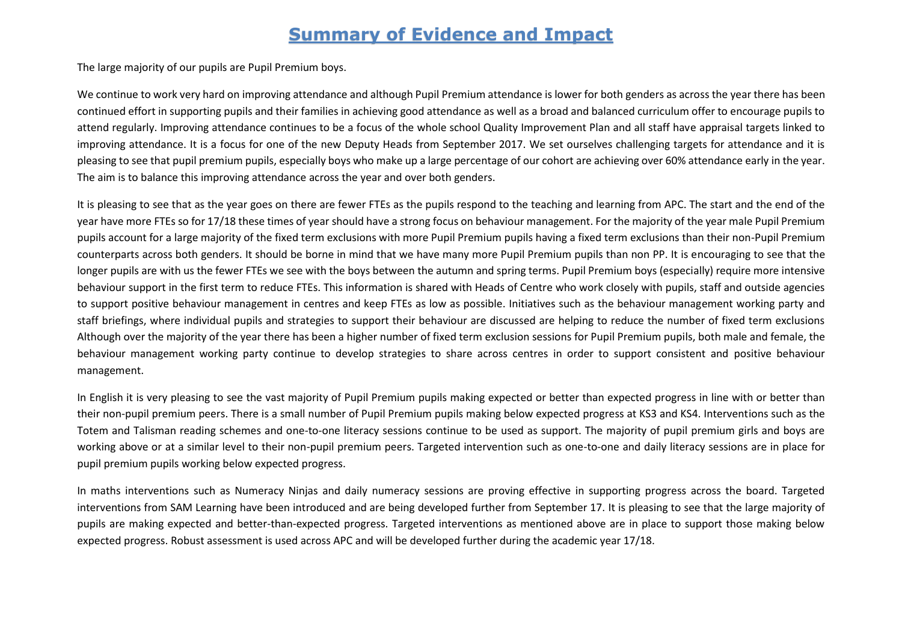# Summary of Evidence and Impact

The large majority of our pupils are Pupil Premium boys.

We continue to work very hard on improving attendance and although Pupil Premium attendance is lower for both genders as across the year there has been continued effort in supporting pupils and their families in achieving good attendance as well as a broad and balanced curriculum offer to encourage pupils to attend regularly. Improving attendance continues to be a focus of the whole school Quality Improvement Plan and all staff have appraisal targets linked to improving attendance. It is a focus for one of the new Deputy Heads from September 2017. We set ourselves challenging targets for attendance and it is pleasing to see that pupil premium pupils, especially boys who make up a large percentage of our cohort are achieving over 60% attendance early in the year. The aim is to balance this improving attendance across the year and over both genders.

It is pleasing to see that as the year goes on there are fewer FTEs as the pupils respond to the teaching and learning from APC. The start and the end of the year have more FTEs so for 17/18 these times of year should have a strong focus on behaviour management. For the majority of the year male Pupil Premium pupils account for a large majority of the fixed term exclusions with more Pupil Premium pupils having a fixed term exclusions than their non-Pupil Premium counterparts across both genders. It should be borne in mind that we have many more Pupil Premium pupils than non PP. It is encouraging to see that the longer pupils are with us the fewer FTEs we see with the boys between the autumn and spring terms. Pupil Premium boys (especially) require more intensive behaviour support in the first term to reduce FTEs. This information is shared with Heads of Centre who work closely with pupils, staff and outside agencies to support positive behaviour management in centres and keep FTEs as low as possible. Initiatives such as the behaviour management working party and staff briefings, where individual pupils and strategies to support their behaviour are discussed are helping to reduce the number of fixed term exclusions Although over the majority of the year there has been a higher number of fixed term exclusion sessions for Pupil Premium pupils, both male and female, the behaviour management working party continue to develop strategies to share across centres in order to support consistent and positive behaviour management.

In English it is very pleasing to see the vast majority of Pupil Premium pupils making expected or better than expected progress in line with or better than their non-pupil premium peers. There is a small number of Pupil Premium pupils making below expected progress at KS3 and KS4. Interventions such as the Totem and Talisman reading schemes and one-to-one literacy sessions continue to be used as support. The majority of pupil premium girls and boys are working above or at a similar level to their non-pupil premium peers. Targeted intervention such as one-to-one and daily literacy sessions are in place for pupil premium pupils working below expected progress.

In maths interventions such as Numeracy Ninjas and daily numeracy sessions are proving effective in supporting progress across the board. Targeted interventions from SAM Learning have been introduced and are being developed further from September 17. It is pleasing to see that the large majority of pupils are making expected and better-than-expected progress. Targeted interventions as mentioned above are in place to support those making below expected progress. Robust assessment is used across APC and will be developed further during the academic year 17/18.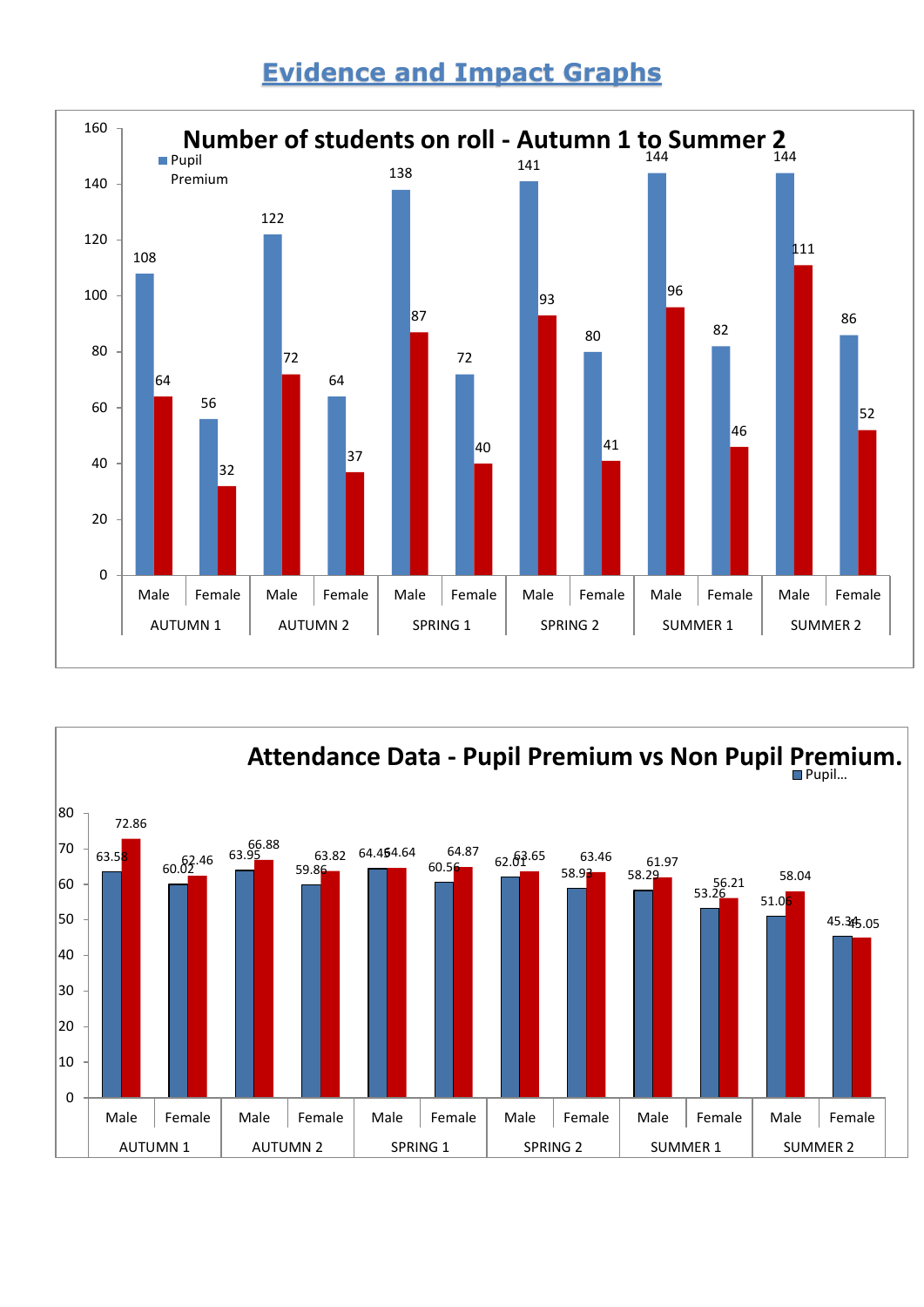# Evidence and Impact Graphs

**Number of students on roll - Autumn 1 to Summer 2**

| Term | Group | Pupil Premium (blue) | (red) |
|---|---|---|---|
| AUTUMN 1 | Male | 108 | 64 |
| AUTUMN 1 | Female | 56 | 32 |
| AUTUMN 2 | Male | 122 | 72 |
| AUTUMN 2 | Female | 64 | 37 |
| SPRING 1 | Male | 138 | 87 |
| SPRING 1 | Female | 72 | 40 |
| SPRING 2 | Male | 141 | 93 |
| SPRING 2 | Female | 80 | 41 |
| SUMMER 1 | Male | 144 | 96 |
| SUMMER 1 | Female | 82 | 46 |
| SUMMER 2 | Male | 144 | 111 |
| SUMMER 2 | Female | 86 | 52 |

**Attendance Data - Pupil Premium vs Non Pupil Premium.**

| Term | Group | Pupil... (blue) | (red) |
|---|---|---|---|
| AUTUMN 1 | Male | 63.58 | 72.86 |
| AUTUMN 1 | Female | 60.02 | 62.46 |
| AUTUMN 2 | Male | 63.95 | 66.88 |
| AUTUMN 2 | Female | 59.86 | 63.82 |
| SPRING 1 | Male | 64.45 | 64.64 |
| SPRING 1 | Female | 60.56 | 64.87 |
| SPRING 2 | Male | 62.01 | 63.65 |
| SPRING 2 | Female | 58.93 | 63.46 |
| SUMMER 1 | Male | 58.29 | 61.97 |
| SUMMER 1 | Female | 53.26 | 56.21 |
| SUMMER 2 | Male | 51.06 | 58.04 |
| SUMMER 2 | Female | 45.34 | 45.05 |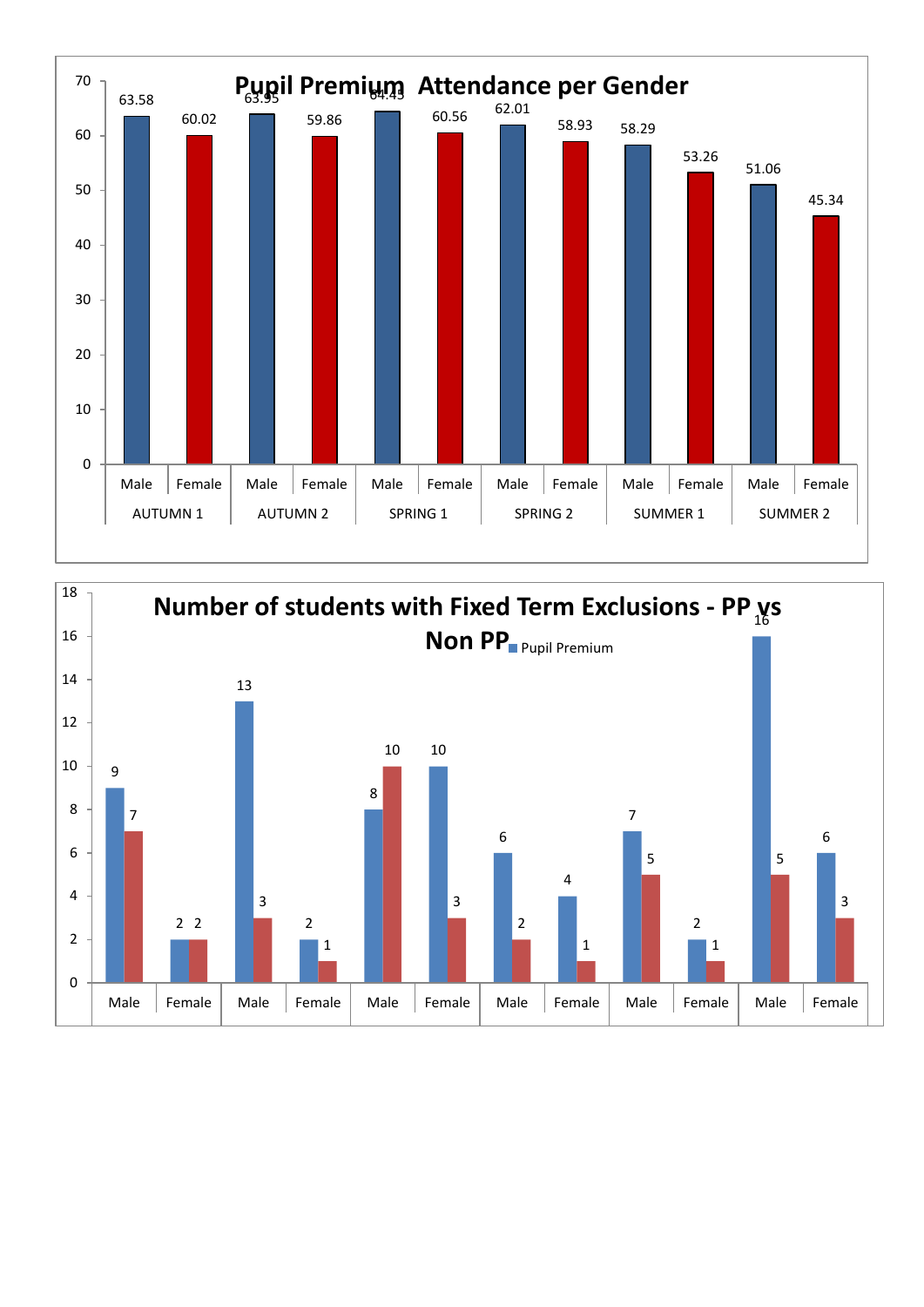## Pupil Premium Attendance per Gender

| Term | Male | Female |
| --- | --- | --- |
| AUTUMN 1 | 63.58 | 60.02 |
| AUTUMN 2 | 63.95 | 59.86 |
| SPRING 1 | 64.45 | 60.56 |
| SPRING 2 | 62.01 | 58.93 |
| SUMMER 1 | 58.29 | 53.26 |
| SUMMER 2 | 51.06 | 45.34 |

## Number of students with Fixed Term Exclusions - PP vs Non PP

Pupil Premium

| Gender | Pupil Premium | Non PP |
| --- | --- | --- |
| Male | 9 | 7 |
| Female | 2 | 2 |
| Male | 13 | 3 |
| Female | 2 | 1 |
| Male | 8 | 10 |
| Female | 10 | 3 |
| Male | 6 | 2 |
| Female | 4 | 1 |
| Male | 7 | 5 |
| Female | 2 | 1 |
| Male | 16 | 5 |
| Female | 6 | 3 |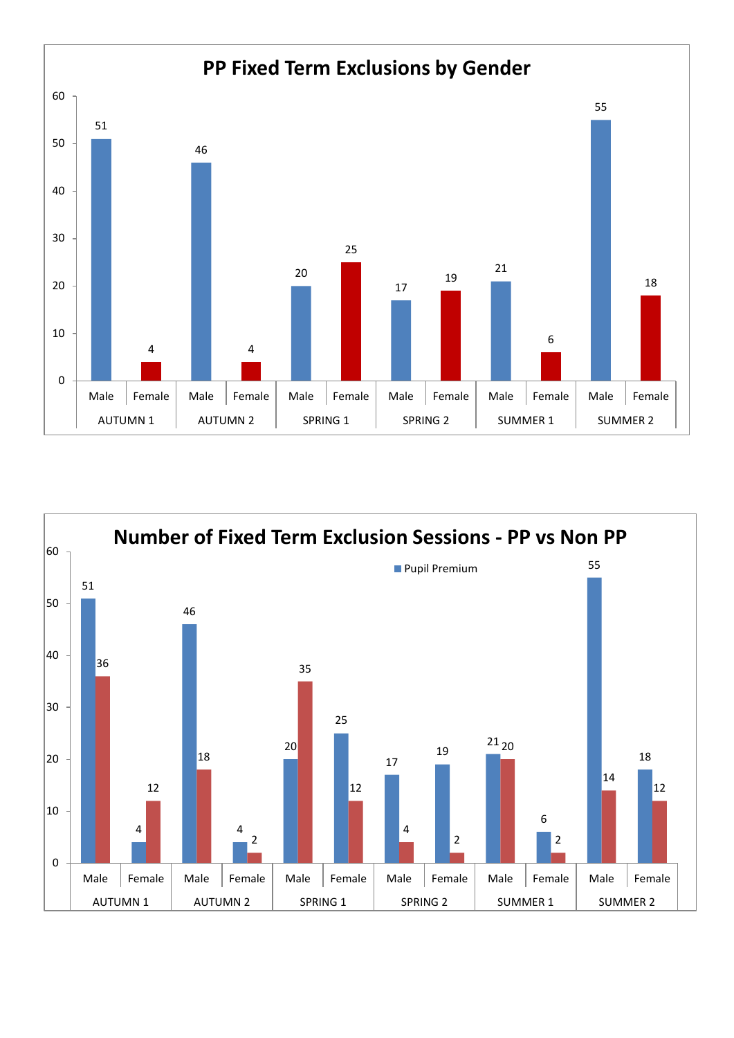## PP Fixed Term Exclusions by Gender

| Term | Male | Female |
| --- | --- | --- |
| AUTUMN 1 | 51 | 4 |
| AUTUMN 2 | 46 | 4 |
| SPRING 1 | 20 | 25 |
| SPRING 2 | 17 | 19 |
| SUMMER 1 | 21 | 6 |
| SUMMER 2 | 55 | 18 |

## Number of Fixed Term Exclusion Sessions - PP vs Non PP

Pupil Premium

| Term | Gender | Pupil Premium | Non PP |
| --- | --- | --- | --- |
| AUTUMN 1 | Male | 51 | 36 |
| AUTUMN 1 | Female | 4 | 12 |
| AUTUMN 2 | Male | 46 | 18 |
| AUTUMN 2 | Female | 4 | 2 |
| SPRING 1 | Male | 20 | 35 |
| SPRING 1 | Female | 25 | 12 |
| SPRING 2 | Male | 17 | 4 |
| SPRING 2 | Female | 19 | 2 |
| SUMMER 1 | Male | 21 | 20 |
| SUMMER 1 | Female | 6 | 2 |
| SUMMER 2 | Male | 55 | 14 |
| SUMMER 2 | Female | 18 | 12 |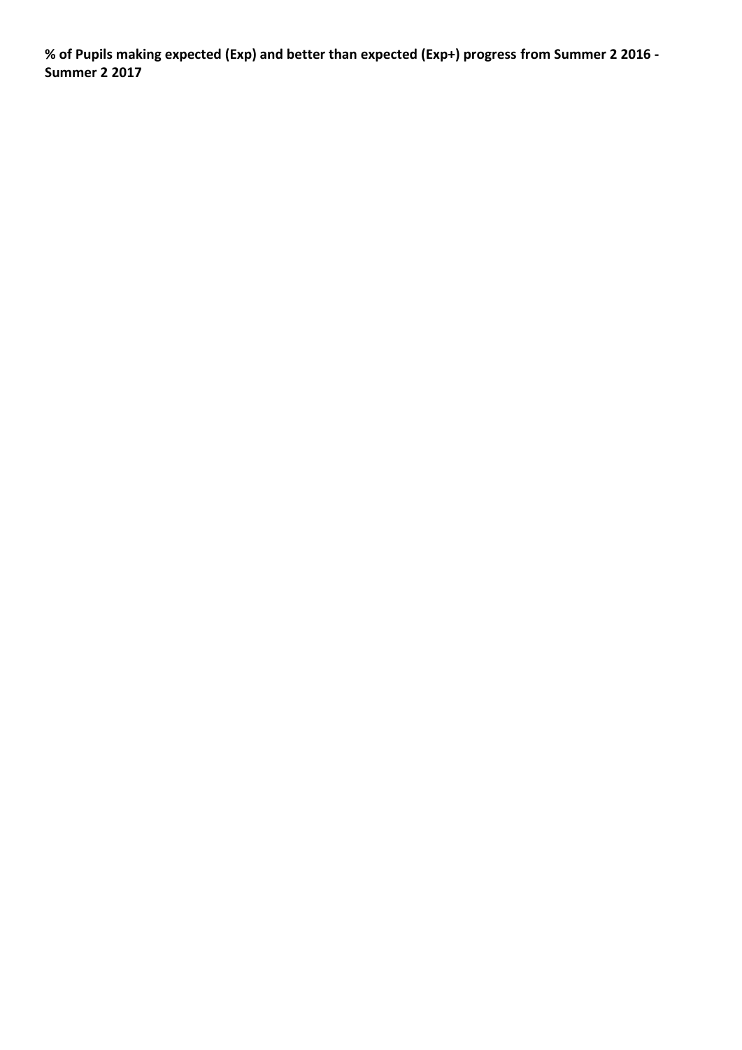**% of Pupils making expected (Exp) and better than expected (Exp+) progress from Summer 2 2016 - Summer 2 2017**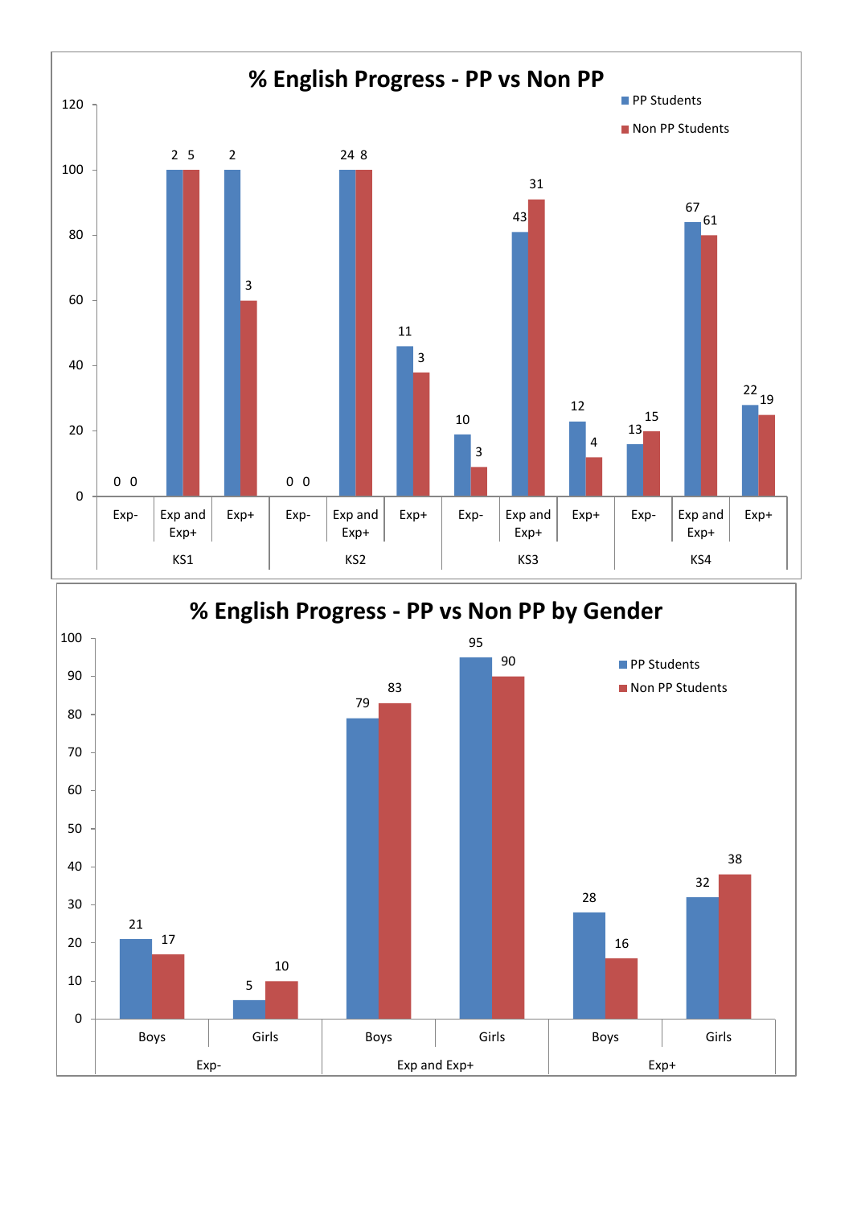## % English Progress - PP vs Non PP

| Key Stage | Category | PP Students | Non PP Students |
|---|---|---|---|
| KS1 | Exp- | 0 | 0 |
| KS1 | Exp and Exp+ | 2 | 5 |
| KS1 | Exp+ | 2 | 3 |
| KS2 | Exp- | 0 | 0 |
| KS2 | Exp and Exp+ | 24 | 8 |
| KS2 | Exp+ | 11 | 3 |
| KS3 | Exp- | 10 | 3 |
| KS3 | Exp and Exp+ | 43 | 31 |
| KS3 | Exp+ | 12 | 4 |
| KS4 | Exp- | 13 | 15 |
| KS4 | Exp and Exp+ | 67 | 61 |
| KS4 | Exp+ | 22 | 19 |

## % English Progress - PP vs Non PP by Gender

| Category | Gender | PP Students | Non PP Students |
|---|---|---|---|
| Exp- | Boys | 21 | 17 |
| Exp- | Girls | 5 | 10 |
| Exp and Exp+ | Boys | 79 | 83 |
| Exp and Exp+ | Girls | 95 | 90 |
| Exp+ | Boys | 28 | 16 |
| Exp+ | Girls | 32 | 38 |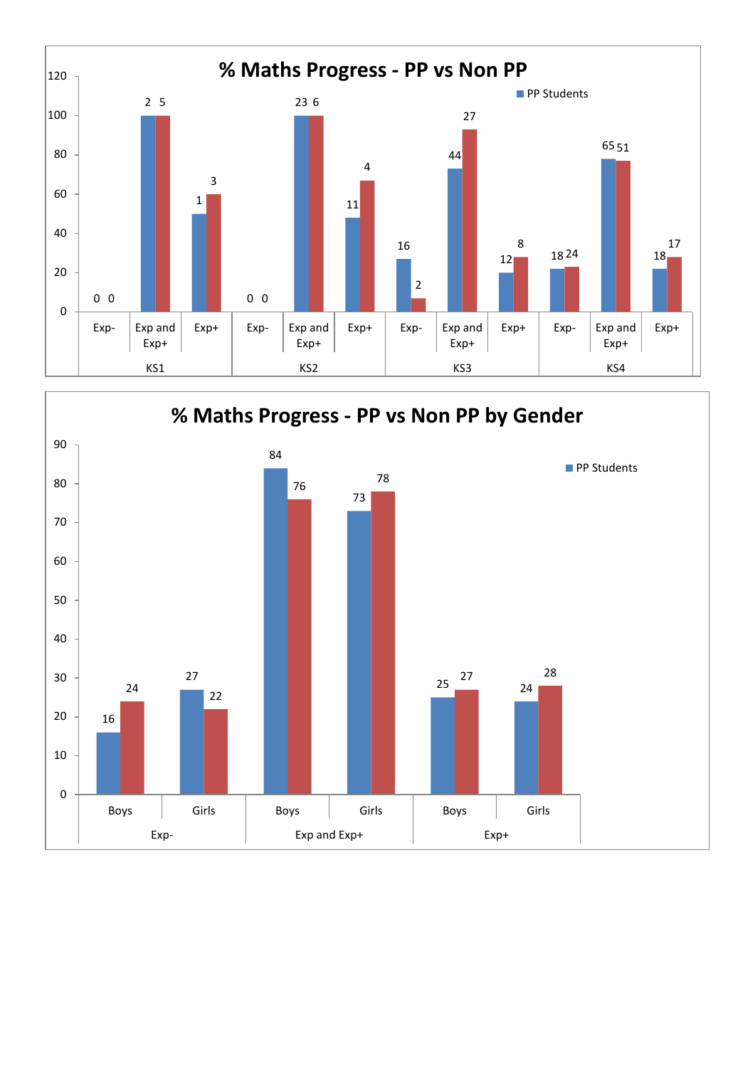% Maths Progress - PP vs Non PP

PP Students

120
100
80
60
40
20
0

0 0
2 5
1 3
0 0
23 6
11 4
16 2
44 27
12 8
18 24
65 51
18 17

Exp-
Exp and Exp+
Exp+
Exp-
Exp and Exp+
Exp+
Exp-
Exp and Exp+
Exp+
Exp-
Exp and Exp+
Exp+

KS1
KS2
KS3
KS4

% Maths Progress - PP vs Non PP by Gender

PP Students

90
80
70
60
50
40
30
20
10
0

16 24
27 22
84 76
73 78
25 27
24 28

Boys
Girls
Boys
Girls
Boys
Girls

Exp-
Exp and Exp+
Exp+